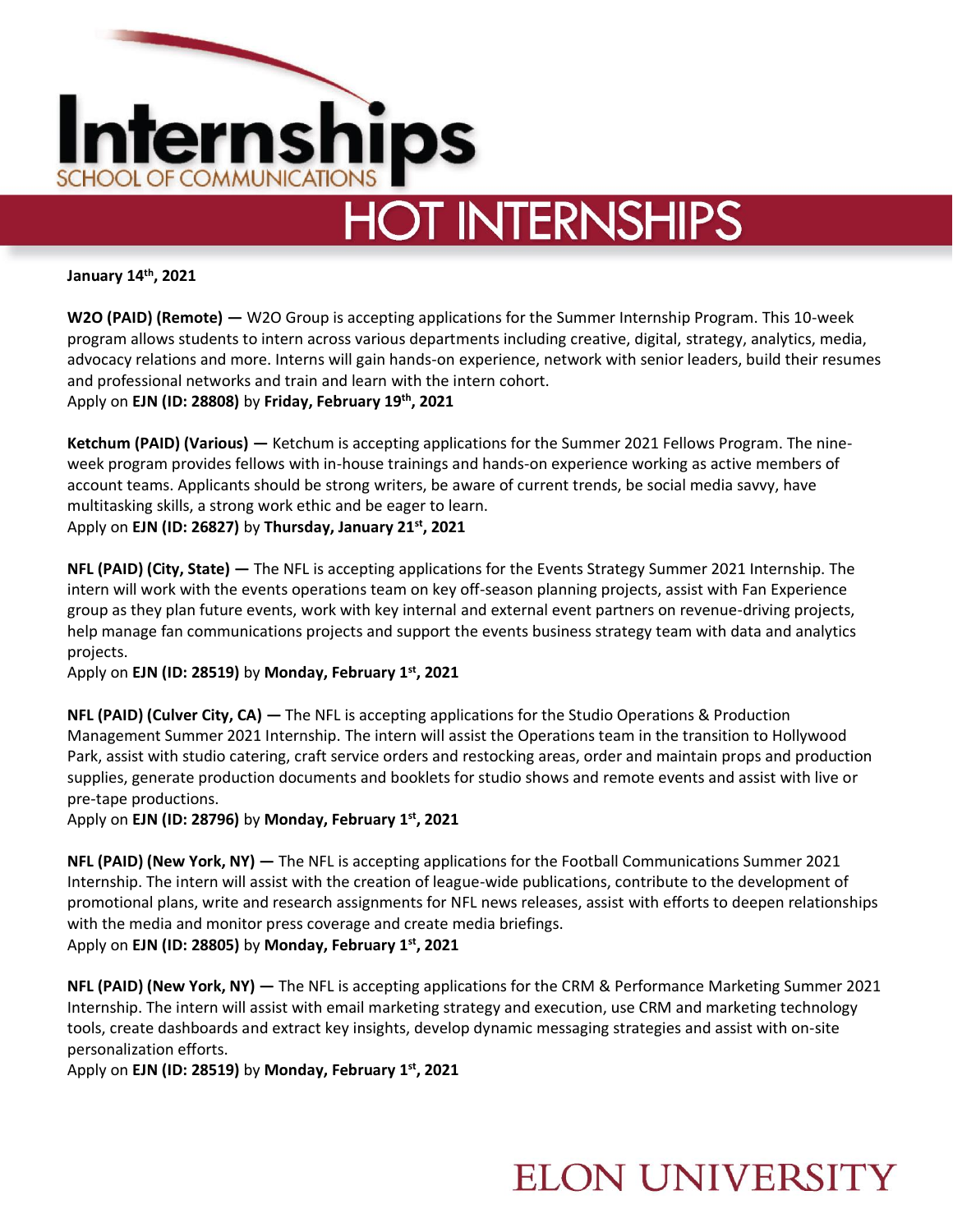# Internships

SCHOOL OF COMMUNICATIONS

# HOT INTERNSHIPS

**January 14th, 2021**

**W2O (PAID) (Remote) —** W2O Group is accepting applications for the Summer Internship Program. This 10-week program allows students to intern across various departments including creative, digital, strategy, analytics, media, advocacy relations and more. Interns will gain hands-on experience, network with senior leaders, build their resumes and professional networks and train and learn with the intern cohort.
Apply on **EJN (ID: 28808)** by **Friday, February 19th, 2021**

**Ketchum (PAID) (Various) —** Ketchum is accepting applications for the Summer 2021 Fellows Program. The nine-week program provides fellows with in-house trainings and hands-on experience working as active members of account teams. Applicants should be strong writers, be aware of current trends, be social media savvy, have multitasking skills, a strong work ethic and be eager to learn.
Apply on **EJN (ID: 26827)** by **Thursday, January 21st, 2021**

**NFL (PAID) (City, State) —** The NFL is accepting applications for the Events Strategy Summer 2021 Internship. The intern will work with the events operations team on key off-season planning projects, assist with Fan Experience group as they plan future events, work with key internal and external event partners on revenue-driving projects, help manage fan communications projects and support the events business strategy team with data and analytics projects.
Apply on **EJN (ID: 28519)** by **Monday, February 1st, 2021**

**NFL (PAID) (Culver City, CA) —** The NFL is accepting applications for the Studio Operations & Production Management Summer 2021 Internship. The intern will assist the Operations team in the transition to Hollywood Park, assist with studio catering, craft service orders and restocking areas, order and maintain props and production supplies, generate production documents and booklets for studio shows and remote events and assist with live or pre-tape productions.
Apply on **EJN (ID: 28796)** by **Monday, February 1st, 2021**

**NFL (PAID) (New York, NY) —** The NFL is accepting applications for the Football Communications Summer 2021 Internship. The intern will assist with the creation of league-wide publications, contribute to the development of promotional plans, write and research assignments for NFL news releases, assist with efforts to deepen relationships with the media and monitor press coverage and create media briefings.
Apply on **EJN (ID: 28805)** by **Monday, February 1st, 2021**

**NFL (PAID) (New York, NY) —** The NFL is accepting applications for the CRM & Performance Marketing Summer 2021 Internship. The intern will assist with email marketing strategy and execution, use CRM and marketing technology tools, create dashboards and extract key insights, develop dynamic messaging strategies and assist with on-site personalization efforts.
Apply on **EJN (ID: 28519)** by **Monday, February 1st, 2021**

ELON UNIVERSITY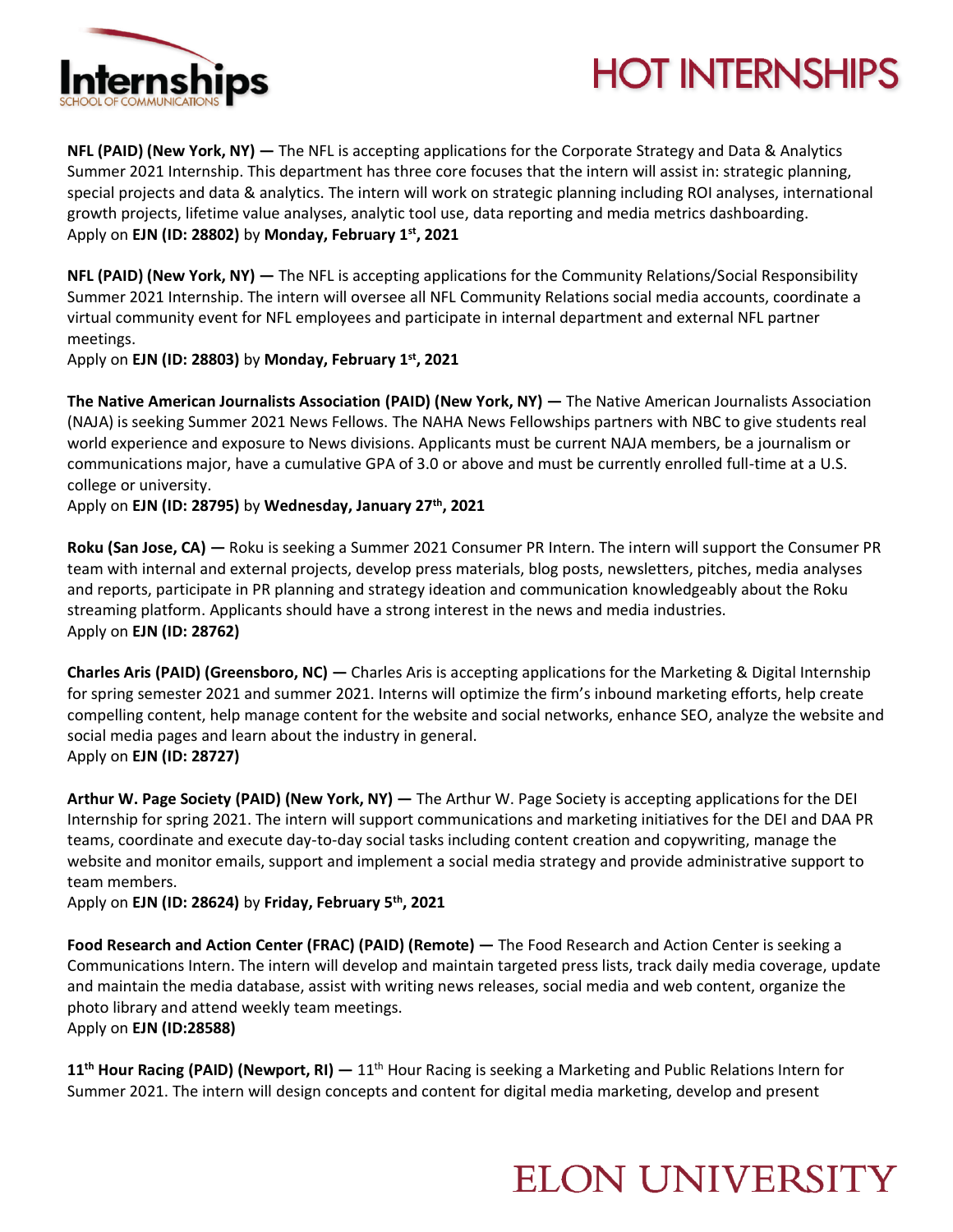**NFL (PAID) (New York, NY) —** The NFL is accepting applications for the Corporate Strategy and Data & Analytics Summer 2021 Internship. This department has three core focuses that the intern will assist in: strategic planning, special projects and data & analytics. The intern will work on strategic planning including ROI analyses, international growth projects, lifetime value analyses, analytic tool use, data reporting and media metrics dashboarding.
Apply on **EJN (ID: 28802)** by **Monday, February 1st, 2021**

**NFL (PAID) (New York, NY) —** The NFL is accepting applications for the Community Relations/Social Responsibility Summer 2021 Internship. The intern will oversee all NFL Community Relations social media accounts, coordinate a virtual community event for NFL employees and participate in internal department and external NFL partner meetings.
Apply on **EJN (ID: 28803)** by **Monday, February 1st, 2021**

**The Native American Journalists Association (PAID) (New York, NY) —** The Native American Journalists Association (NAJA) is seeking Summer 2021 News Fellows. The NAHA News Fellowships partners with NBC to give students real world experience and exposure to News divisions. Applicants must be current NAJA members, be a journalism or communications major, have a cumulative GPA of 3.0 or above and must be currently enrolled full-time at a U.S. college or university.
Apply on **EJN (ID: 28795)** by **Wednesday, January 27th, 2021**

**Roku (San Jose, CA) —** Roku is seeking a Summer 2021 Consumer PR Intern. The intern will support the Consumer PR team with internal and external projects, develop press materials, blog posts, newsletters, pitches, media analyses and reports, participate in PR planning and strategy ideation and communication knowledgeably about the Roku streaming platform. Applicants should have a strong interest in the news and media industries.
Apply on **EJN (ID: 28762)**

**Charles Aris (PAID) (Greensboro, NC) —** Charles Aris is accepting applications for the Marketing & Digital Internship for spring semester 2021 and summer 2021. Interns will optimize the firm's inbound marketing efforts, help create compelling content, help manage content for the website and social networks, enhance SEO, analyze the website and social media pages and learn about the industry in general.
Apply on **EJN (ID: 28727)**

**Arthur W. Page Society (PAID) (New York, NY) —** The Arthur W. Page Society is accepting applications for the DEI Internship for spring 2021. The intern will support communications and marketing initiatives for the DEI and DAA PR teams, coordinate and execute day-to-day social tasks including content creation and copywriting, manage the website and monitor emails, support and implement a social media strategy and provide administrative support to team members.
Apply on **EJN (ID: 28624)** by **Friday, February 5th, 2021**

**Food Research and Action Center (FRAC) (PAID) (Remote) —** The Food Research and Action Center is seeking a Communications Intern. The intern will develop and maintain targeted press lists, track daily media coverage, update and maintain the media database, assist with writing news releases, social media and web content, organize the photo library and attend weekly team meetings.
Apply on **EJN (ID:28588)**

**11th Hour Racing (PAID) (Newport, RI) —** 11th Hour Racing is seeking a Marketing and Public Relations Intern for Summer 2021. The intern will design concepts and content for digital media marketing, develop and present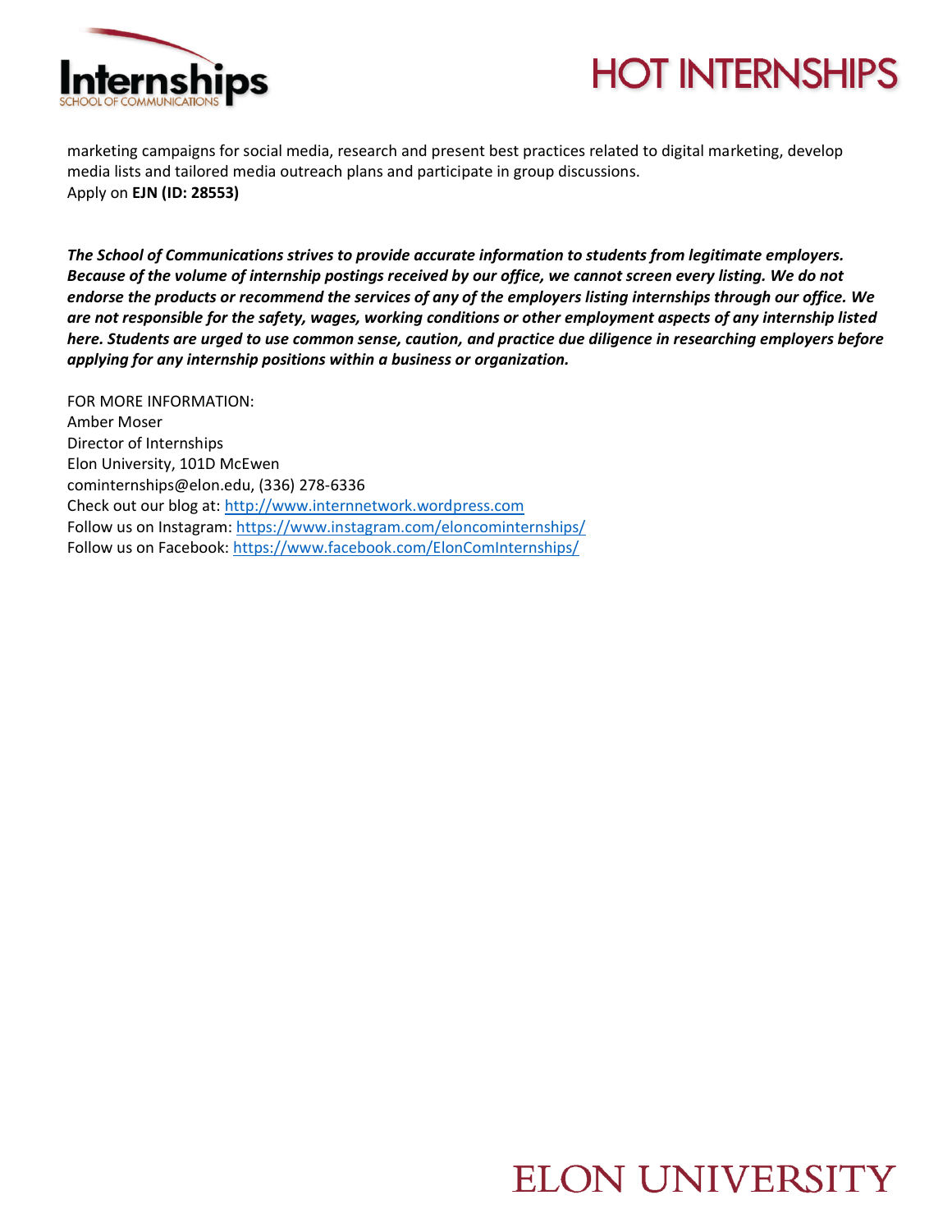marketing campaigns for social media, research and present best practices related to digital marketing, develop media lists and tailored media outreach plans and participate in group discussions.
Apply on **EJN (ID: 28553)**

***The School of Communications strives to provide accurate information to students from legitimate employers. Because of the volume of internship postings received by our office, we cannot screen every listing. We do not endorse the products or recommend the services of any of the employers listing internships through our office. We are not responsible for the safety, wages, working conditions or other employment aspects of any internship listed here. Students are urged to use common sense, caution, and practice due diligence in researching employers before applying for any internship positions within a business or organization.***

FOR MORE INFORMATION:
Amber Moser
Director of Internships
Elon University, 101D McEwen
cominternships@elon.edu, (336) 278-6336
Check out our blog at: http://www.internnetwork.wordpress.com
Follow us on Instagram: https://www.instagram.com/eloncominternships/
Follow us on Facebook: https://www.facebook.com/ElonComInternships/